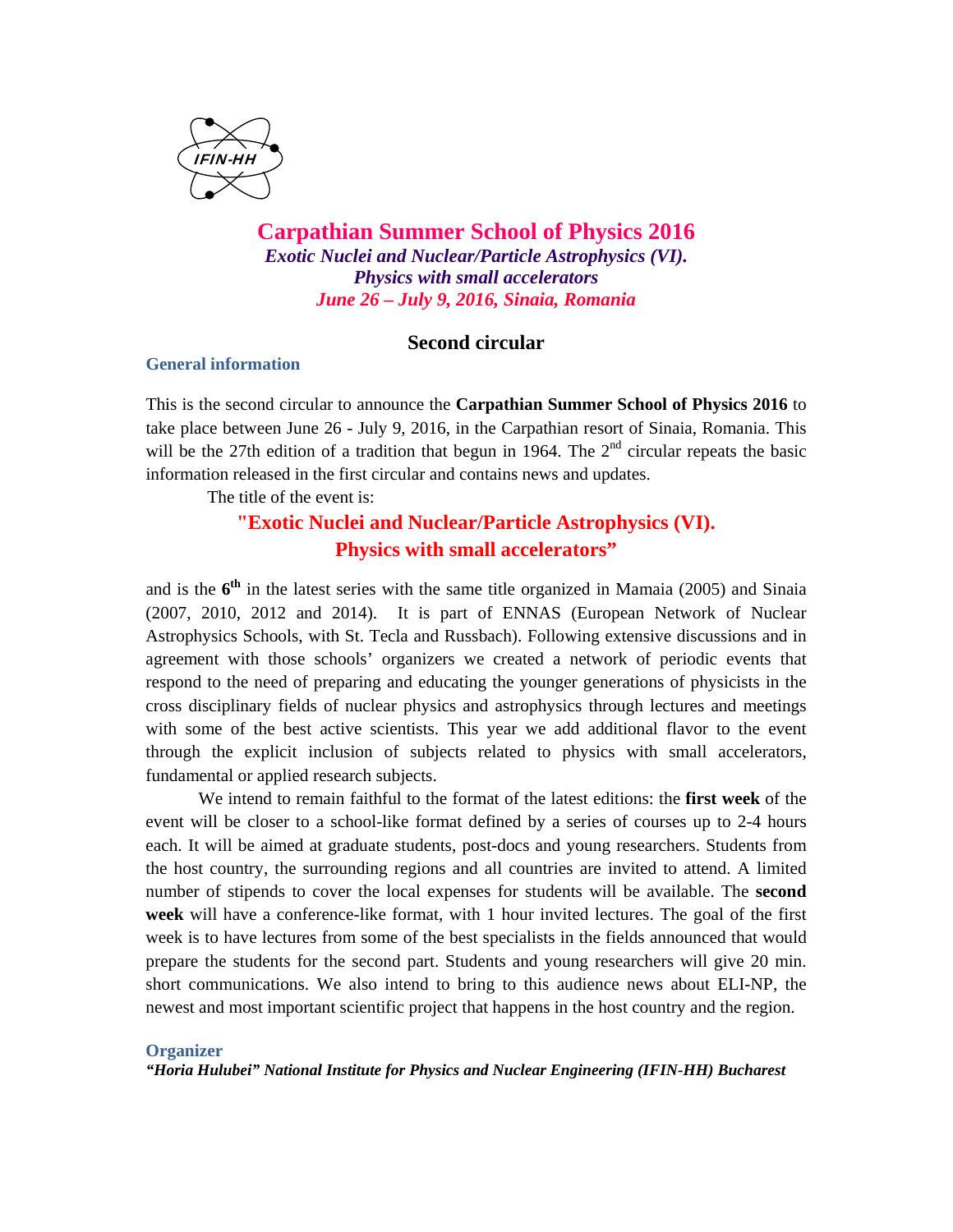IFIN-HH

# Carpathian Summer School of Physics 2016

***Exotic Nuclei and Nuclear/Particle Astrophysics (VI).***
***Physics with small accelerators***
***June 26 – July 9, 2016, Sinaia, Romania***

## Second circular

### General information

This is the second circular to announce the **Carpathian Summer School of Physics 2016** to take place between June 26 - July 9, 2016, in the Carpathian resort of Sinaia, Romania. This will be the 27th edition of a tradition that begun in 1964. The 2nd circular repeats the basic information released in the first circular and contains news and updates.

The title of the event is:

**"Exotic Nuclei and Nuclear/Particle Astrophysics (VI).**
**Physics with small accelerators"**

and is the **6th** in the latest series with the same title organized in Mamaia (2005) and Sinaia (2007, 2010, 2012 and 2014). It is part of ENNAS (European Network of Nuclear Astrophysics Schools, with St. Tecla and Russbach). Following extensive discussions and in agreement with those schools' organizers we created a network of periodic events that respond to the need of preparing and educating the younger generations of physicists in the cross disciplinary fields of nuclear physics and astrophysics through lectures and meetings with some of the best active scientists. This year we add additional flavor to the event through the explicit inclusion of subjects related to physics with small accelerators, fundamental or applied research subjects.

We intend to remain faithful to the format of the latest editions: the **first week** of the event will be closer to a school-like format defined by a series of courses up to 2-4 hours each. It will be aimed at graduate students, post-docs and young researchers. Students from the host country, the surrounding regions and all countries are invited to attend. A limited number of stipends to cover the local expenses for students will be available. The **second week** will have a conference-like format, with 1 hour invited lectures. The goal of the first week is to have lectures from some of the best specialists in the fields announced that would prepare the students for the second part. Students and young researchers will give 20 min. short communications. We also intend to bring to this audience news about ELI-NP, the newest and most important scientific project that happens in the host country and the region.

### Organizer

***"Horia Hulubei" National Institute for Physics and Nuclear Engineering (IFIN-HH) Bucharest***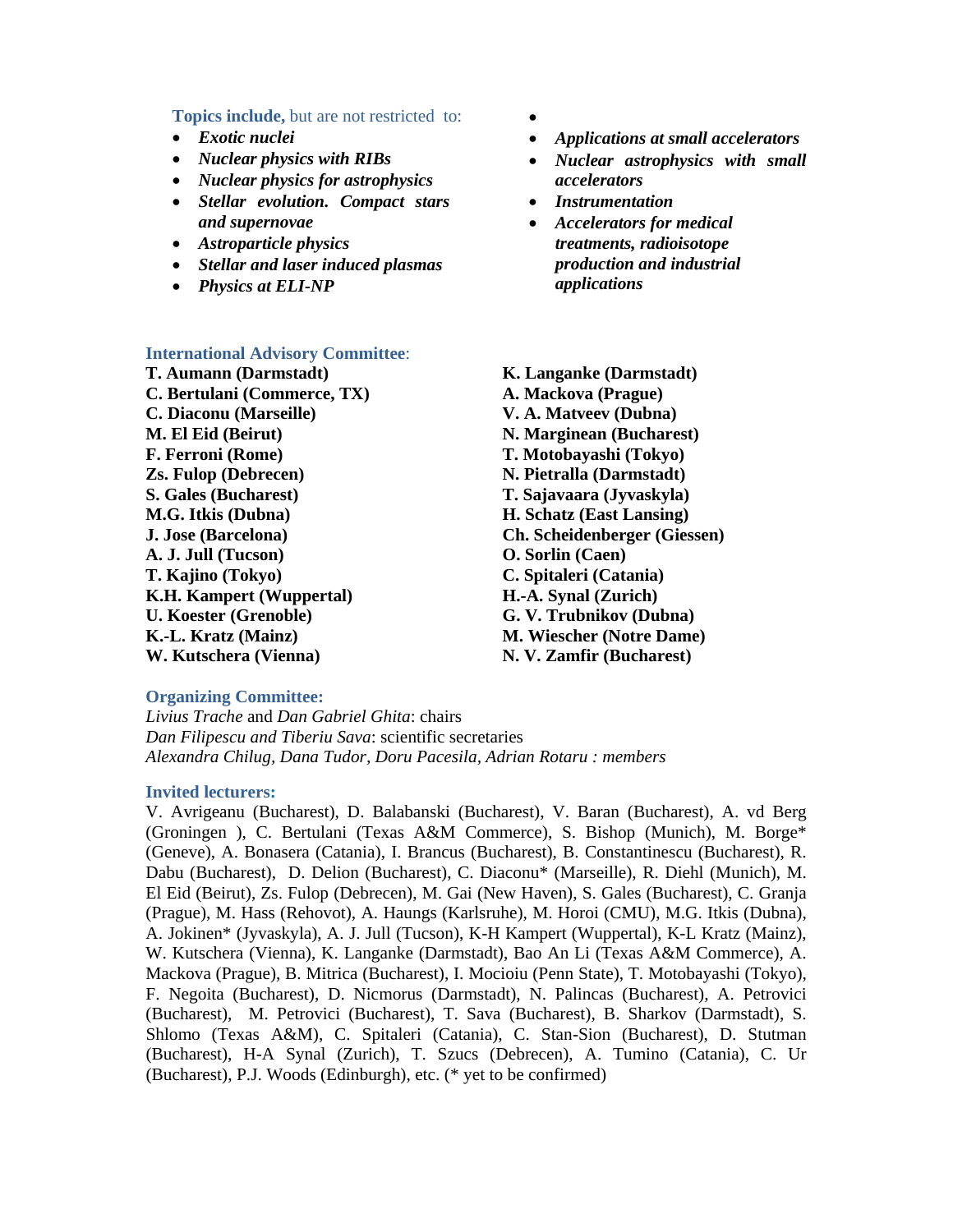**Topics include,** but are not restricted to:

- ***Exotic nuclei***
- ***Nuclear physics with RIBs***
- ***Nuclear physics for astrophysics***
- ***Stellar evolution. Compact stars and supernovae***
- ***Astroparticle physics***
- ***Stellar and laser induced plasmas***
- ***Physics at ELI-NP***
- ***Applications at small accelerators***
- ***Nuclear astrophysics with small accelerators***
- ***Instrumentation***
- ***Accelerators for medical treatments, radioisotope production and industrial applications***

**International Advisory Committee**:

**T. Aumann (Darmstadt)**
**C. Bertulani (Commerce, TX)**
**C. Diaconu (Marseille)**
**M. El Eid (Beirut)**
**F. Ferroni (Rome)**
**Zs. Fulop (Debrecen)**
**S. Gales (Bucharest)**
**M.G. Itkis (Dubna)**
**J. Jose (Barcelona)**
**A. J. Jull (Tucson)**
**T. Kajino (Tokyo)**
**K.H. Kampert (Wuppertal)**
**U. Koester (Grenoble)**
**K.-L. Kratz (Mainz)**
**W. Kutschera (Vienna)**
**K. Langanke (Darmstadt)**
**A. Mackova (Prague)**
**V. A. Matveev (Dubna)**
**N. Marginean (Bucharest)**
**T. Motobayashi (Tokyo)**
**N. Pietralla (Darmstadt)**
**T. Sajavaara (Jyvaskyla)**
**H. Schatz (East Lansing)**
**Ch. Scheidenberger (Giessen)**
**O. Sorlin (Caen)**
**C. Spitaleri (Catania)**
**H.-A. Synal (Zurich)**
**G. V. Trubnikov (Dubna)**
**M. Wiescher (Notre Dame)**
**N. V. Zamfir (Bucharest)**

**Organizing Committee:**

*Livius Trache* and *Dan Gabriel Ghita*: chairs
*Dan Filipescu and Tiberiu Sava*: scientific secretaries
*Alexandra Chilug, Dana Tudor, Doru Pacesila, Adrian Rotaru : members*

**Invited lecturers:**

V. Avrigeanu (Bucharest), D. Balabanski (Bucharest), V. Baran (Bucharest), A. vd Berg (Groningen ), C. Bertulani (Texas A&M Commerce), S. Bishop (Munich), M. Borge* (Geneve), A. Bonasera (Catania), I. Brancus (Bucharest), B. Constantinescu (Bucharest), R. Dabu (Bucharest), D. Delion (Bucharest), C. Diaconu* (Marseille), R. Diehl (Munich), M. El Eid (Beirut), Zs. Fulop (Debrecen), M. Gai (New Haven), S. Gales (Bucharest), C. Granja (Prague), M. Hass (Rehovot), A. Haungs (Karlsruhe), M. Horoi (CMU), M.G. Itkis (Dubna), A. Jokinen* (Jyvaskyla), A. J. Jull (Tucson), K-H Kampert (Wuppertal), K-L Kratz (Mainz), W. Kutschera (Vienna), K. Langanke (Darmstadt), Bao An Li (Texas A&M Commerce), A. Mackova (Prague), B. Mitrica (Bucharest), I. Mocioiu (Penn State), T. Motobayashi (Tokyo), F. Negoita (Bucharest), D. Nicmorus (Darmstadt), N. Palincas (Bucharest), A. Petrovici (Bucharest), M. Petrovici (Bucharest), T. Sava (Bucharest), B. Sharkov (Darmstadt), S. Shlomo (Texas A&M), C. Spitaleri (Catania), C. Stan-Sion (Bucharest), D. Stutman (Bucharest), H-A Synal (Zurich), T. Szucs (Debrecen), A. Tumino (Catania), C. Ur (Bucharest), P.J. Woods (Edinburgh), etc. (* yet to be confirmed)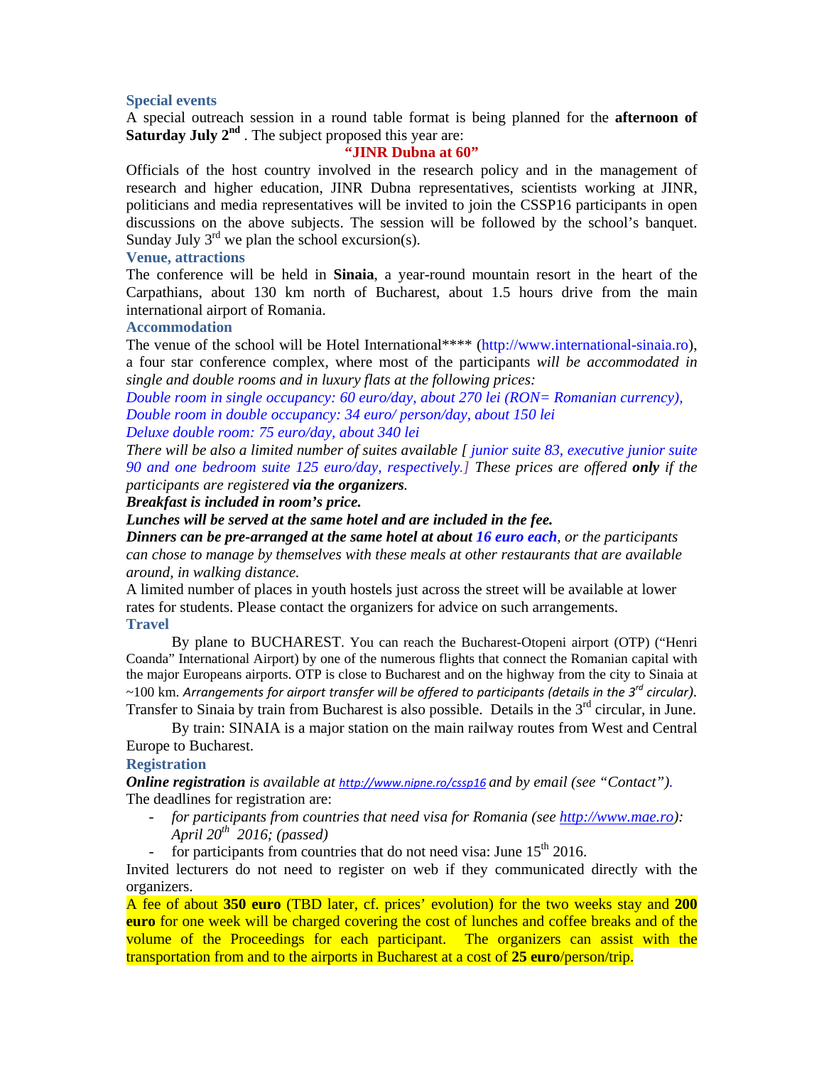## Special events

A special outreach session in a round table format is being planned for the **afternoon of Saturday July 2nd** . The subject proposed this year are:

**"JINR Dubna at 60"**

Officials of the host country involved in the research policy and in the management of research and higher education, JINR Dubna representatives, scientists working at JINR, politicians and media representatives will be invited to join the CSSP16 participants in open discussions on the above subjects. The session will be followed by the school's banquet. Sunday July 3rd we plan the school excursion(s).

## Venue, attractions

The conference will be held in **Sinaia**, a year-round mountain resort in the heart of the Carpathians, about 130 km north of Bucharest, about 1.5 hours drive from the main international airport of Romania.

## Accommodation

The venue of the school will be Hotel International**** (http://www.international-sinaia.ro), a four star conference complex, where most of the participants *will be accommodated in single and double rooms and in luxury flats at the following prices:*

*Double room in single occupancy: 60 euro/day, about 270 lei (RON= Romanian currency),*
*Double room in double occupancy: 34 euro/ person/day, about 150 lei*
*Deluxe double room: 75 euro/day, about 340 lei*

*There will be also a limited number of suites available [ junior suite 83, executive junior suite 90 and one bedroom suite 125 euro/day, respectively.] These prices are offered **only** if the participants are registered **via the organizers**.*

***Breakfast is included in room's price.***

***Lunches will be served at the same hotel and are included in the fee.***

***Dinners can be pre-arranged at the same hotel at about 16 euro each**, or the participants can chose to manage by themselves with these meals at other restaurants that are available around, in walking distance.*

A limited number of places in youth hostels just across the street will be available at lower rates for students. Please contact the organizers for advice on such arrangements.

## Travel

By plane to BUCHAREST. You can reach the Bucharest-Otopeni airport (OTP) ("Henri Coanda" International Airport) by one of the numerous flights that connect the Romanian capital with the major Europeans airports. OTP is close to Bucharest and on the highway from the city to Sinaia at ~100 km. *Arrangements for airport transfer will be offered to participants (details in the 3rd circular).* Transfer to Sinaia by train from Bucharest is also possible. Details in the 3rd circular, in June.

By train: SINAIA is a major station on the main railway routes from West and Central Europe to Bucharest.

## Registration

***Online registration** is available at http://www.nipne.ro/cssp16 and by email (see "Contact").*

The deadlines for registration are:

- *for participants from countries that need visa for Romania (see http://www.mae.ro): April 20th 2016; (passed)*
- for participants from countries that do not need visa: June 15th 2016.

Invited lecturers do not need to register on web if they communicated directly with the organizers.

A fee of about **350 euro** (TBD later, cf. prices' evolution) for the two weeks stay and **200 euro** for one week will be charged covering the cost of lunches and coffee breaks and of the volume of the Proceedings for each participant. The organizers can assist with the transportation from and to the airports in Bucharest at a cost of **25 euro**/person/trip.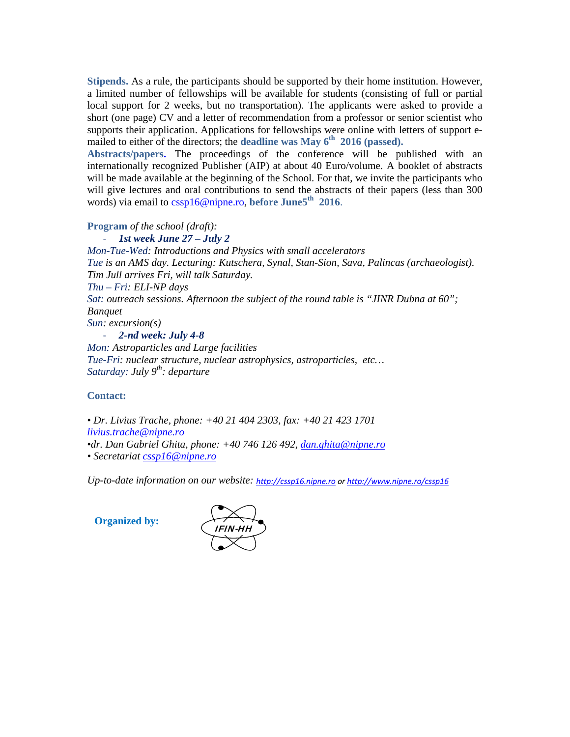**Stipends.** As a rule, the participants should be supported by their home institution. However, a limited number of fellowships will be available for students (consisting of full or partial local support for 2 weeks, but no transportation). The applicants were asked to provide a short (one page) CV and a letter of recommendation from a professor or senior scientist who supports their application. Applications for fellowships were online with letters of support e-mailed to either of the directors; the **deadline was May 6th 2016 (passed).**

**Abstracts/papers.** The proceedings of the conference will be published with an internationally recognized Publisher (AIP) at about 40 Euro/volume. A booklet of abstracts will be made available at the beginning of the School. For that, we invite the participants who will give lectures and oral contributions to send the abstracts of their papers (less than 300 words) via email to cssp16@nipne.ro, **before June5th 2016**.

**Program** *of the school (draft):*

- ***1st week June 27 – July 2***

*Mon-Tue-Wed: Introductions and Physics with small accelerators*
*Tue is an AMS day. Lecturing: Kutschera, Synal, Stan-Sion, Sava, Palincas (archaeologist). Tim Jull arrives Fri, will talk Saturday.*
*Thu – Fri: ELI-NP days*
*Sat: outreach sessions. Afternoon the subject of the round table is "JINR Dubna at 60"; Banquet*
*Sun: excursion(s)*

- ***2-nd week: July 4-8***

*Mon: Astroparticles and Large facilities*
*Tue-Fri: nuclear structure, nuclear astrophysics, astroparticles, etc…*
*Saturday: July 9th: departure*

**Contact:**

- *Dr. Livius Trache, phone: +40 21 404 2303, fax: +40 21 423 1701 livius.trache@nipne.ro*
- *dr. Dan Gabriel Ghita, phone: +40 746 126 492, dan.ghita@nipne.ro*
- *Secretariat cssp16@nipne.ro*

*Up-to-date information on our website:* http://cssp16.nipne.ro *or* http://www.nipne.ro/cssp16

**Organized by:** IFIN-HH